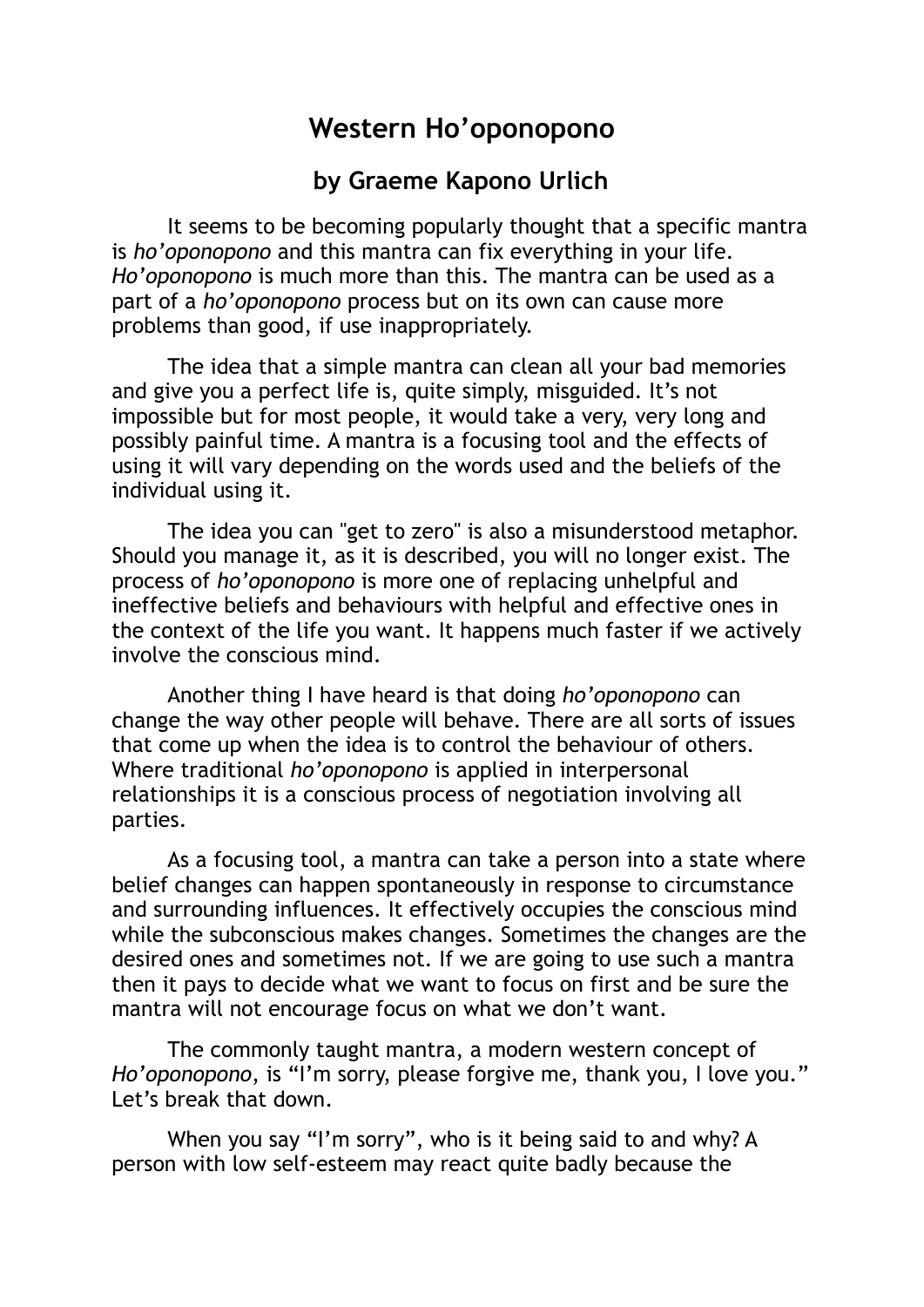# Western Ho'oponopono

## by Graeme Kapono Urlich

It seems to be becoming popularly thought that a specific mantra is *ho'oponopono* and this mantra can fix everything in your life. *Ho'oponopono* is much more than this. The mantra can be used as a part of a *ho'oponopono* process but on its own can cause more problems than good, if use inappropriately.

The idea that a simple mantra can clean all your bad memories and give you a perfect life is, quite simply, misguided. It's not impossible but for most people, it would take a very, very long and possibly painful time. A mantra is a focusing tool and the effects of using it will vary depending on the words used and the beliefs of the individual using it.

The idea you can "get to zero" is also a misunderstood metaphor. Should you manage it, as it is described, you will no longer exist. The process of *ho'oponopono* is more one of replacing unhelpful and ineffective beliefs and behaviours with helpful and effective ones in the context of the life you want. It happens much faster if we actively involve the conscious mind.

Another thing I have heard is that doing *ho'oponopono* can change the way other people will behave. There are all sorts of issues that come up when the idea is to control the behaviour of others. Where traditional *ho'oponopono* is applied in interpersonal relationships it is a conscious process of negotiation involving all parties.

As a focusing tool, a mantra can take a person into a state where belief changes can happen spontaneously in response to circumstance and surrounding influences. It effectively occupies the conscious mind while the subconscious makes changes. Sometimes the changes are the desired ones and sometimes not. If we are going to use such a mantra then it pays to decide what we want to focus on first and be sure the mantra will not encourage focus on what we don't want.

The commonly taught mantra, a modern western concept of *Ho'oponopono*, is "I'm sorry, please forgive me, thank you, I love you." Let's break that down.

When you say "I'm sorry", who is it being said to and why? A person with low self-esteem may react quite badly because the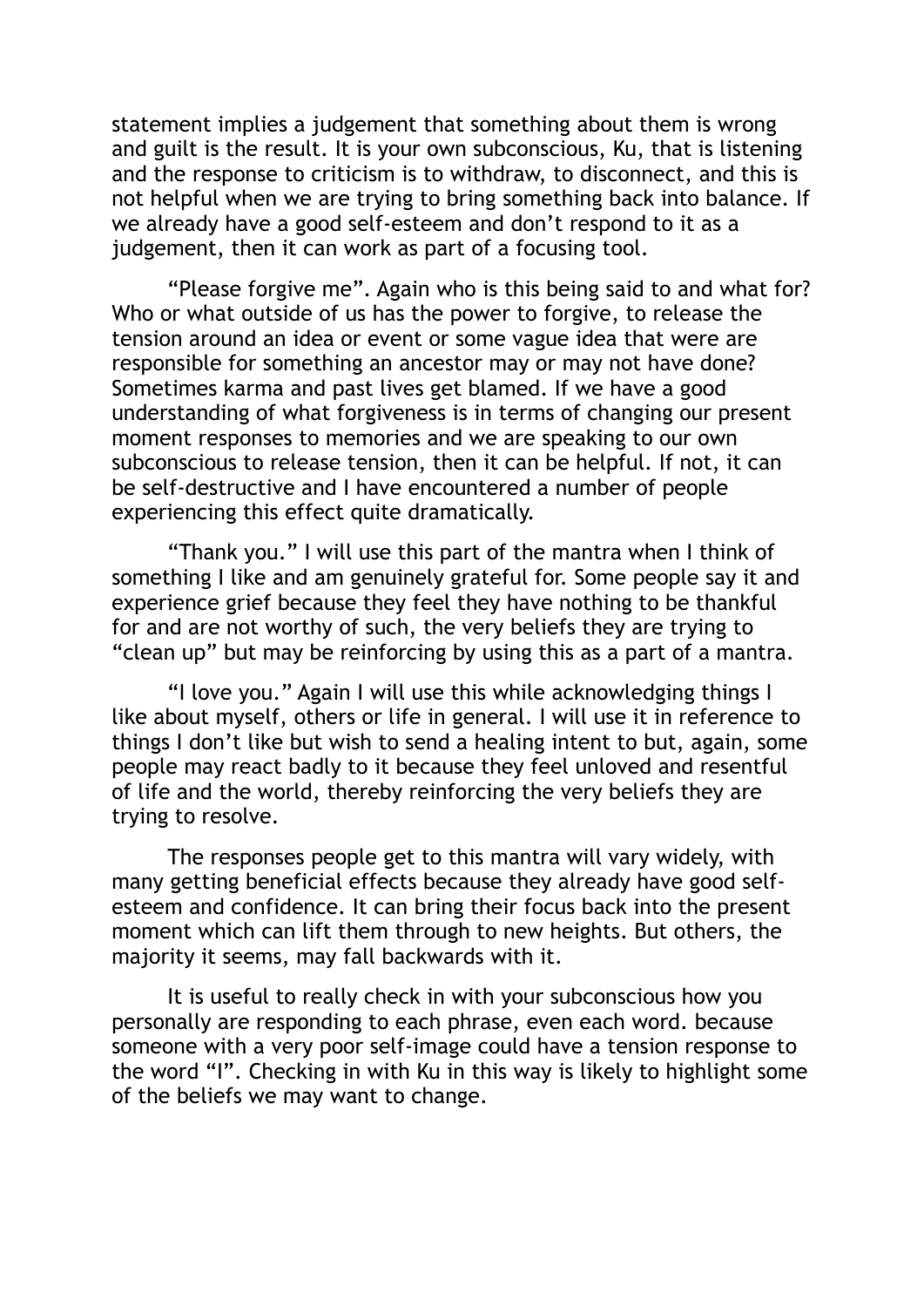statement implies a judgement that something about them is wrong and guilt is the result. It is your own subconscious, Ku, that is listening and the response to criticism is to withdraw, to disconnect, and this is not helpful when we are trying to bring something back into balance. If we already have a good self-esteem and don't respond to it as a judgement, then it can work as part of a focusing tool.

"Please forgive me". Again who is this being said to and what for? Who or what outside of us has the power to forgive, to release the tension around an idea or event or some vague idea that were are responsible for something an ancestor may or may not have done? Sometimes karma and past lives get blamed. If we have a good understanding of what forgiveness is in terms of changing our present moment responses to memories and we are speaking to our own subconscious to release tension, then it can be helpful. If not, it can be self-destructive and I have encountered a number of people experiencing this effect quite dramatically.

"Thank you." I will use this part of the mantra when I think of something I like and am genuinely grateful for. Some people say it and experience grief because they feel they have nothing to be thankful for and are not worthy of such, the very beliefs they are trying to "clean up" but may be reinforcing by using this as a part of a mantra.

"I love you." Again I will use this while acknowledging things I like about myself, others or life in general. I will use it in reference to things I don't like but wish to send a healing intent to but, again, some people may react badly to it because they feel unloved and resentful of life and the world, thereby reinforcing the very beliefs they are trying to resolve.

The responses people get to this mantra will vary widely, with many getting beneficial effects because they already have good self-esteem and confidence. It can bring their focus back into the present moment which can lift them through to new heights. But others, the majority it seems, may fall backwards with it.

It is useful to really check in with your subconscious how you personally are responding to each phrase, even each word. because someone with a very poor self-image could have a tension response to the word "I". Checking in with Ku in this way is likely to highlight some of the beliefs we may want to change.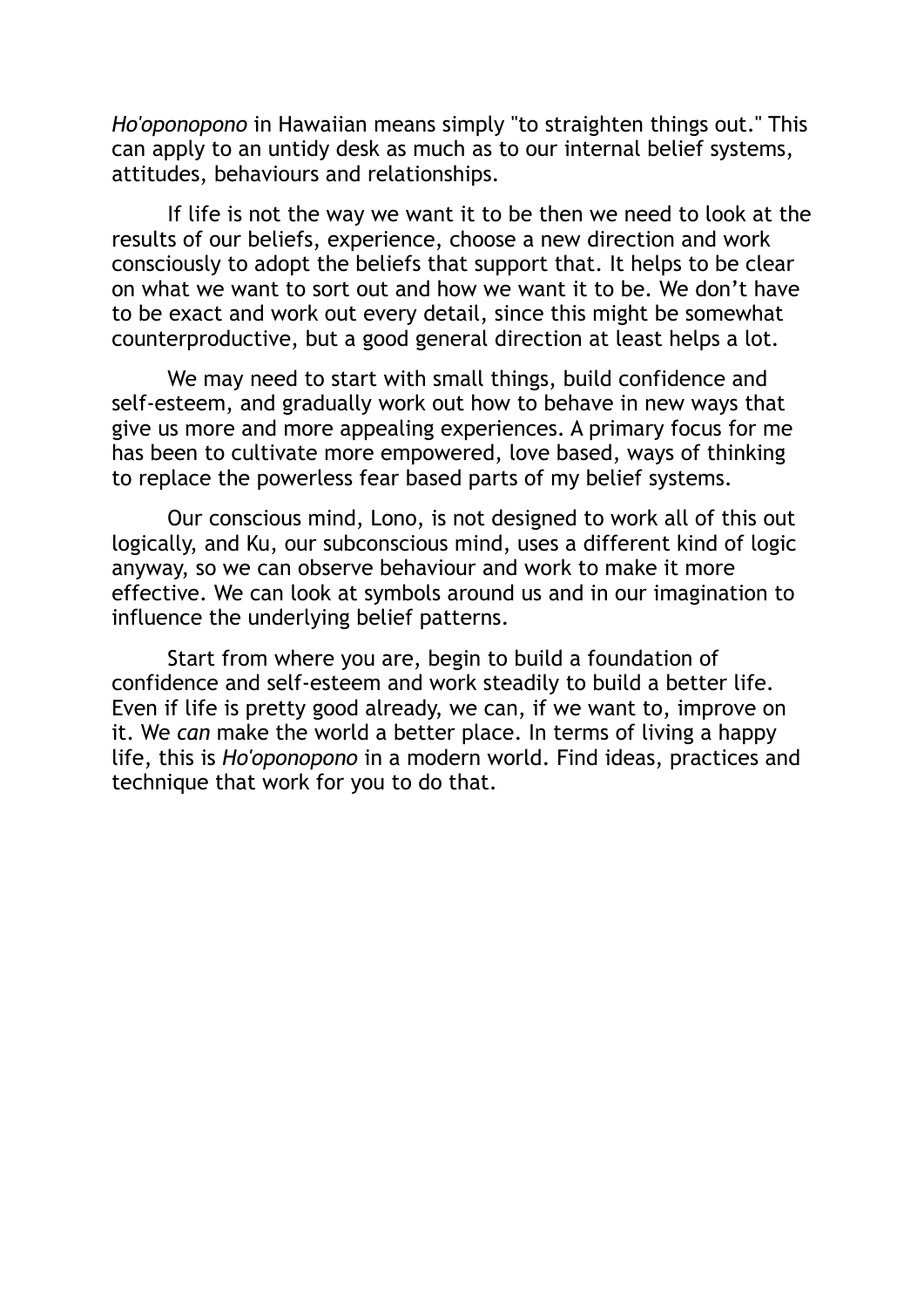*Ho'oponopono* in Hawaiian means simply "to straighten things out." This can apply to an untidy desk as much as to our internal belief systems, attitudes, behaviours and relationships.

If life is not the way we want it to be then we need to look at the results of our beliefs, experience, choose a new direction and work consciously to adopt the beliefs that support that. It helps to be clear on what we want to sort out and how we want it to be. We don't have to be exact and work out every detail, since this might be somewhat counterproductive, but a good general direction at least helps a lot.

We may need to start with small things, build confidence and self-esteem, and gradually work out how to behave in new ways that give us more and more appealing experiences. A primary focus for me has been to cultivate more empowered, love based, ways of thinking to replace the powerless fear based parts of my belief systems.

Our conscious mind, Lono, is not designed to work all of this out logically, and Ku, our subconscious mind, uses a different kind of logic anyway, so we can observe behaviour and work to make it more effective. We can look at symbols around us and in our imagination to influence the underlying belief patterns.

Start from where you are, begin to build a foundation of confidence and self-esteem and work steadily to build a better life. Even if life is pretty good already, we can, if we want to, improve on it. We *can* make the world a better place. In terms of living a happy life, this is *Ho'oponopono* in a modern world. Find ideas, practices and technique that work for you to do that.